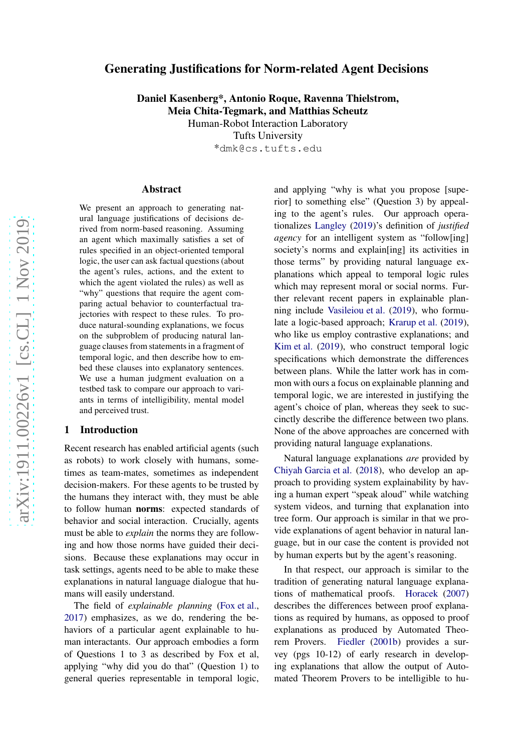# Generating Justifications for Norm-related Agent Decisions

**Daniel Kasenberg\*, Antonio Roque, Ravenna Thielstrom, Meia Chita-Tegmark, and Matthias Scheutz**
Human-Robot Interaction Laboratory
Tufts University
\*dmk@cs.tufts.edu

## Abstract

We present an approach to generating natural language justifications of decisions derived from norm-based reasoning. Assuming an agent which maximally satisfies a set of rules specified in an object-oriented temporal logic, the user can ask factual questions (about the agent's rules, actions, and the extent to which the agent violated the rules) as well as "why" questions that require the agent comparing actual behavior to counterfactual trajectories with respect to these rules. To produce natural-sounding explanations, we focus on the subproblem of producing natural language clauses from statements in a fragment of temporal logic, and then describe how to embed these clauses into explanatory sentences. We use a human judgment evaluation on a testbed task to compare our approach to variants in terms of intelligibility, mental model and perceived trust.

## 1 Introduction

Recent research has enabled artificial agents (such as robots) to work closely with humans, sometimes as team-mates, sometimes as independent decision-makers. For these agents to be trusted by the humans they interact with, they must be able to follow human **norms**: expected standards of behavior and social interaction. Crucially, agents must be able to *explain* the norms they are following and how those norms have guided their decisions. Because these explanations may occur in task settings, agents need to be able to make these explanations in natural language dialogue that humans will easily understand.

The field of *explainable planning* (Fox et al., 2017) emphasizes, as we do, rendering the behaviors of a particular agent explainable to human interactants. Our approach embodies a form of Questions 1 to 3 as described by Fox et al, applying "why did you do that" (Question 1) to general queries representable in temporal logic, and applying "why is what you propose [superior] to something else" (Question 3) by appealing to the agent's rules. Our approach operationalizes Langley (2019)'s definition of *justified agency* for an intelligent system as "follow[ing] society's norms and explain[ing] its activities in those terms" by providing natural language explanations which appeal to temporal logic rules which may represent moral or social norms. Further relevant recent papers in explainable planning include Vasileiou et al. (2019), who formulate a logic-based approach; Krarup et al. (2019), who like us employ contrastive explanations; and Kim et al. (2019), who construct temporal logic specifications which demonstrate the differences between plans. While the latter work has in common with ours a focus on explainable planning and temporal logic, we are interested in justifying the agent's choice of plan, whereas they seek to succinctly describe the difference between two plans. None of the above approaches are concerned with providing natural language explanations.

Natural language explanations *are* provided by Chiyah Garcia et al. (2018), who develop an approach to providing system explainability by having a human expert "speak aloud" while watching system videos, and turning that explanation into tree form. Our approach is similar in that we provide explanations of agent behavior in natural language, but in our case the content is provided not by human experts but by the agent's reasoning.

In that respect, our approach is similar to the tradition of generating natural language explanations of mathematical proofs. Horacek (2007) describes the differences between proof explanations as required by humans, as opposed to proof explanations as produced by Automated Theorem Provers. Fiedler (2001b) provides a survey (pgs 10-12) of early research in developing explanations that allow the output of Automated Theorem Provers to be intelligible to hu-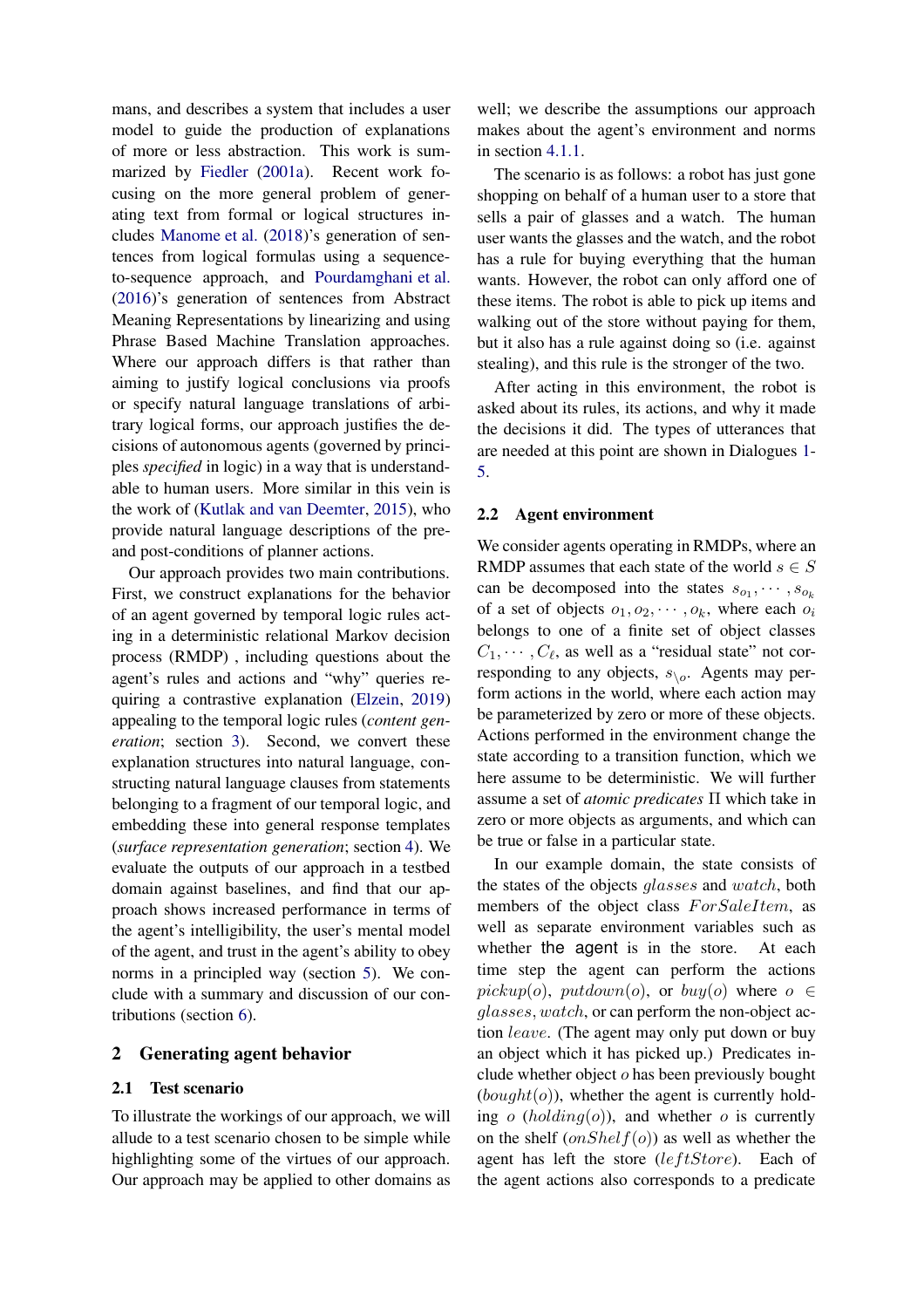mans, and describes a system that includes a user model to guide the production of explanations of more or less abstraction. This work is summarized by Fiedler (2001a). Recent work focusing on the more general problem of generating text from formal or logical structures includes Manome et al. (2018)'s generation of sentences from logical formulas using a sequence-to-sequence approach, and Pourdamghani et al. (2016)'s generation of sentences from Abstract Meaning Representations by linearizing and using Phrase Based Machine Translation approaches. Where our approach differs is that rather than aiming to justify logical conclusions via proofs or specify natural language translations of arbitrary logical forms, our approach justifies the decisions of autonomous agents (governed by principles *specified* in logic) in a way that is understandable to human users. More similar in this vein is the work of (Kutlak and van Deemter, 2015), who provide natural language descriptions of the pre- and post-conditions of planner actions.

Our approach provides two main contributions. First, we construct explanations for the behavior of an agent governed by temporal logic rules acting in a deterministic relational Markov decision process (RMDP) , including questions about the agent's rules and actions and "why" queries requiring a contrastive explanation (Elzein, 2019) appealing to the temporal logic rules (*content generation*; section 3). Second, we convert these explanation structures into natural language, constructing natural language clauses from statements belonging to a fragment of our temporal logic, and embedding these into general response templates (*surface representation generation*; section 4). We evaluate the outputs of our approach in a testbed domain against baselines, and find that our approach shows increased performance in terms of the agent's intelligibility, the user's mental model of the agent, and trust in the agent's ability to obey norms in a principled way (section 5). We conclude with a summary and discussion of our contributions (section 6).

## 2 Generating agent behavior

### 2.1 Test scenario

To illustrate the workings of our approach, we will allude to a test scenario chosen to be simple while highlighting some of the virtues of our approach. Our approach may be applied to other domains as well; we describe the assumptions our approach makes about the agent's environment and norms in section 4.1.1.

The scenario is as follows: a robot has just gone shopping on behalf of a human user to a store that sells a pair of glasses and a watch. The human user wants the glasses and the watch, and the robot has a rule for buying everything that the human wants. However, the robot can only afford one of these items. The robot is able to pick up items and walking out of the store without paying for them, but it also has a rule against doing so (i.e. against stealing), and this rule is the stronger of the two.

After acting in this environment, the robot is asked about its rules, its actions, and why it made the decisions it did. The types of utterances that are needed at this point are shown in Dialogues 1-5.

### 2.2 Agent environment

We consider agents operating in RMDPs, where an RMDP assumes that each state of the world $s \in S$ can be decomposed into the states $s_{o_1}, \cdots, s_{o_k}$ of a set of objects $o_1, o_2, \cdots, o_k$, where each $o_i$ belongs to one of a finite set of object classes $C_1, \cdots, C_\ell$, as well as a "residual state" not corresponding to any objects, $s_{\setminus o}$. Agents may perform actions in the world, where each action may be parameterized by zero or more of these objects. Actions performed in the environment change the state according to a transition function, which we here assume to be deterministic. We will further assume a set of *atomic predicates* $\Pi$ which take in zero or more objects as arguments, and which can be true or false in a particular state.

In our example domain, the state consists of the states of the objects $glasses$ and $watch$, both members of the object class $ForSaleItem$, as well as separate environment variables such as whether the agent is in the store. At each time step the agent can perform the actions $pickup(o)$, $putdown(o)$, or $buy(o)$ where $o \in glasses, watch$, or can perform the non-object action $leave$. (The agent may only put down or buy an object which it has picked up.) Predicates include whether object $o$ has been previously bought ($bought(o)$), whether the agent is currently holding $o$ ($holding(o)$), and whether $o$ is currently on the shelf ($onShelf(o)$) as well as whether the agent has left the store ($leftStore$). Each of the agent actions also corresponds to a predicate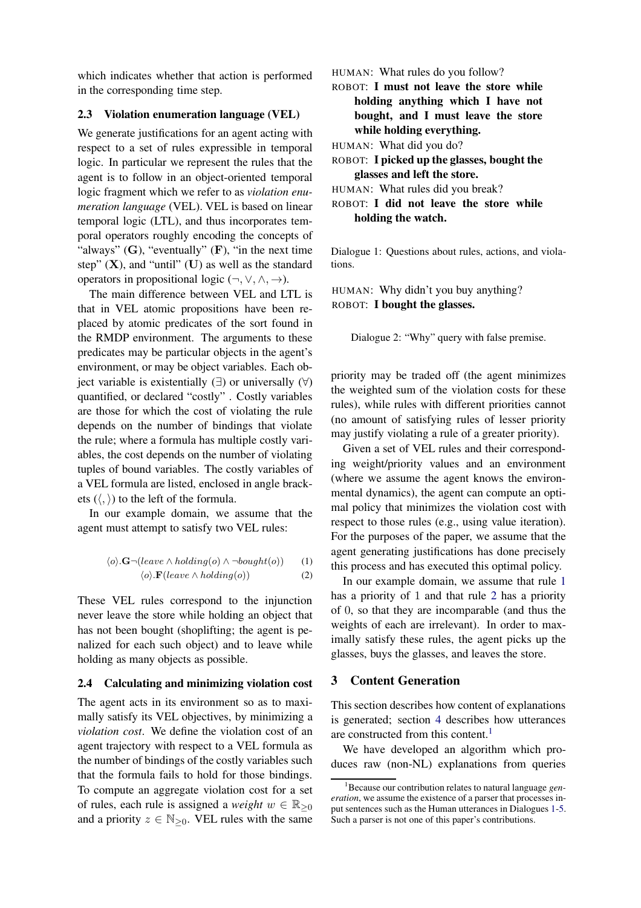which indicates whether that action is performed in the corresponding time step.

### 2.3 Violation enumeration language (VEL)

We generate justifications for an agent acting with respect to a set of rules expressible in temporal logic. In particular we represent the rules that the agent is to follow in an object-oriented temporal logic fragment which we refer to as *violation enumeration language* (VEL). VEL is based on linear temporal logic (LTL), and thus incorporates temporal operators roughly encoding the concepts of "always" ($\mathbf{G}$), "eventually" ($\mathbf{F}$), "in the next time step" ($\mathbf{X}$), and "until" ($\mathbf{U}$) as well as the standard operators in propositional logic ($\neg, \vee, \wedge, \rightarrow$).

The main difference between VEL and LTL is that in VEL atomic propositions have been replaced by atomic predicates of the sort found in the RMDP environment. The arguments to these predicates may be particular objects in the agent's environment, or may be object variables. Each object variable is existentially ($\exists$) or universally ($\forall$) quantified, or declared "costly". Costly variables are those for which the cost of violating the rule depends on the number of bindings that violate the rule; where a formula has multiple costly variables, the cost depends on the number of violating tuples of bound variables. The costly variables of a VEL formula are listed, enclosed in angle brackets ($\langle, \rangle$) to the left of the formula.

In our example domain, we assume that the agent must attempt to satisfy two VEL rules:

$$\langle o \rangle.\mathbf{G}\neg(leave \wedge holding(o) \wedge \neg bought(o)) \quad (1)$$

$$\langle o \rangle.\mathbf{F}(leave \wedge holding(o)) \quad (2)$$

These VEL rules correspond to the injunction never leave the store while holding an object that has not been bought (shoplifting; the agent is penalized for each such object) and to leave while holding as many objects as possible.

### 2.4 Calculating and minimizing violation cost

The agent acts in its environment so as to maximally satisfy its VEL objectives, by minimizing a *violation cost*. We define the violation cost of an agent trajectory with respect to a VEL formula as the number of bindings of the costly variables such that the formula fails to hold for those bindings. To compute an aggregate violation cost for a set of rules, each rule is assigned a *weight* $w \in \mathbb{R}_{\geq 0}$ and a priority $z \in \mathbb{N}_{\geq 0}$. VEL rules with the same priority may be traded off (the agent minimizes the weighted sum of the violation costs for these rules), while rules with different priorities cannot (no amount of satisfying rules of lesser priority may justify violating a rule of a greater priority).

Given a set of VEL rules and their corresponding weight/priority values and an environment (where we assume the agent knows the environmental dynamics), the agent can compute an optimal policy that minimizes the violation cost with respect to those rules (e.g., using value iteration). For the purposes of the paper, we assume that the agent generating justifications has done precisely this process and has executed this optimal policy.

In our example domain, we assume that rule 1 has a priority of 1 and that rule 2 has a priority of 0, so that they are incomparable (and thus the weights of each are irrelevant). In order to maximally satisfy these rules, the agent picks up the glasses, buys the glasses, and leaves the store.

HUMAN: What rules do you follow?
ROBOT: **I must not leave the store while holding anything which I have not bought, and I must leave the store while holding everything.**
HUMAN: What did you do?
ROBOT: **I picked up the glasses, bought the glasses and left the store.**
HUMAN: What rules did you break?
ROBOT: **I did not leave the store while holding the watch.**

Dialogue 1: Questions about rules, actions, and violations.

HUMAN: Why didn't you buy anything?
ROBOT: **I bought the glasses.**

Dialogue 2: "Why" query with false premise.

## 3 Content Generation

This section describes how content of explanations is generated; section 4 describes how utterances are constructed from this content.[1]

We have developed an algorithm which produces raw (non-NL) explanations from queries

[1] Because our contribution relates to natural language *generation*, we assume the existence of a parser that processes input sentences such as the Human utterances in Dialogues 1-5. Such a parser is not one of this paper's contributions.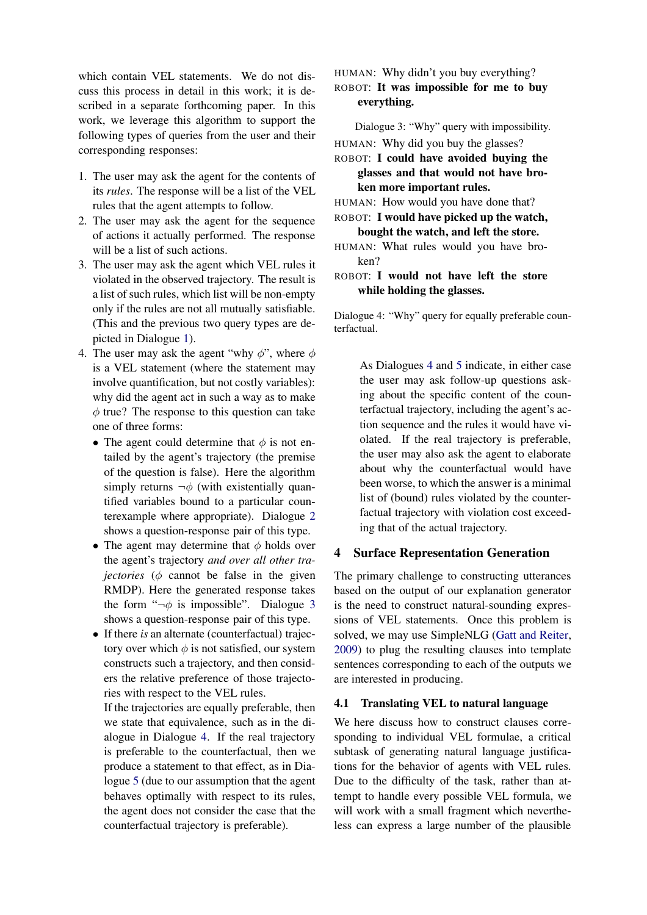which contain VEL statements. We do not discuss this process in detail in this work; it is described in a separate forthcoming paper. In this work, we leverage this algorithm to support the following types of queries from the user and their corresponding responses:

1. The user may ask the agent for the contents of its *rules*. The response will be a list of the VEL rules that the agent attempts to follow.
2. The user may ask the agent for the sequence of actions it actually performed. The response will be a list of such actions.
3. The user may ask the agent which VEL rules it violated in the observed trajectory. The result is a list of such rules, which list will be non-empty only if the rules are not all mutually satisfiable. (This and the previous two query types are depicted in Dialogue 1).
4. The user may ask the agent "why $\phi$", where $\phi$ is a VEL statement (where the statement may involve quantification, but not costly variables): why did the agent act in such a way as to make $\phi$ true? The response to this question can take one of three forms:
   - The agent could determine that $\phi$ is not entailed by the agent's trajectory (the premise of the question is false). Here the algorithm simply returns $\neg\phi$ (with existentially quantified variables bound to a particular counterexample where appropriate). Dialogue 2 shows a question-response pair of this type.
   - The agent may determine that $\phi$ holds over the agent's trajectory *and over all other trajectories* ($\phi$ cannot be false in the given RMDP). Here the generated response takes the form "$\neg\phi$ is impossible". Dialogue 3 shows a question-response pair of this type.
   - If there *is* an alternate (counterfactual) trajectory over which $\phi$ is not satisfied, our system constructs such a trajectory, and then considers the relative preference of those trajectories with respect to the VEL rules.

     If the trajectories are equally preferable, then we state that equivalence, such as in the dialogue in Dialogue 4. If the real trajectory is preferable to the counterfactual, then we produce a statement to that effect, as in Dialogue 5 (due to our assumption that the agent behaves optimally with respect to its rules, the agent does not consider the case that the counterfactual trajectory is preferable).

HUMAN: Why didn't you buy everything?
ROBOT: **It was impossible for me to buy everything.**

Dialogue 3: "Why" query with impossibility.

HUMAN: Why did you buy the glasses?
ROBOT: **I could have avoided buying the glasses and that would not have broken more important rules.**
HUMAN: How would you have done that?
ROBOT: **I would have picked up the watch, bought the watch, and left the store.**
HUMAN: What rules would you have broken?
ROBOT: **I would not have left the store while holding the glasses.**

Dialogue 4: "Why" query for equally preferable counterfactual.

As Dialogues 4 and 5 indicate, in either case the user may ask follow-up questions asking about the specific content of the counterfactual trajectory, including the agent's action sequence and the rules it would have violated. If the real trajectory is preferable, the user may also ask the agent to elaborate about why the counterfactual would have been worse, to which the answer is a minimal list of (bound) rules violated by the counterfactual trajectory with violation cost exceeding that of the actual trajectory.

## 4 Surface Representation Generation

The primary challenge to constructing utterances based on the output of our explanation generator is the need to construct natural-sounding expressions of VEL statements. Once this problem is solved, we may use SimpleNLG (Gatt and Reiter, 2009) to plug the resulting clauses into template sentences corresponding to each of the outputs we are interested in producing.

### 4.1 Translating VEL to natural language

We here discuss how to construct clauses corresponding to individual VEL formulae, a critical subtask of generating natural language justifications for the behavior of agents with VEL rules. Due to the difficulty of the task, rather than attempt to handle every possible VEL formula, we will work with a small fragment which nevertheless can express a large number of the plausible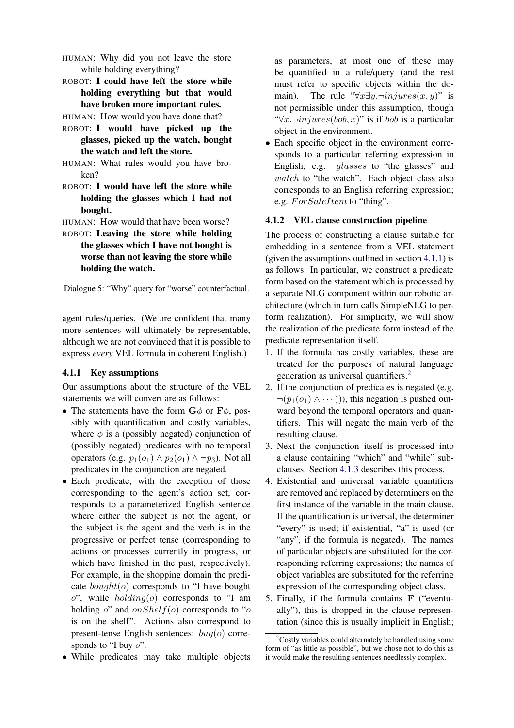HUMAN: Why did you not leave the store while holding everything?

ROBOT: **I could have left the store while holding everything but that would have broken more important rules.**

HUMAN: How would you have done that?

ROBOT: **I would have picked up the glasses, picked up the watch, bought the watch and left the store.**

HUMAN: What rules would you have broken?

ROBOT: **I would have left the store while holding the glasses which I had not bought.**

HUMAN: How would that have been worse?

ROBOT: **Leaving the store while holding the glasses which I have not bought is worse than not leaving the store while holding the watch.**

Dialogue 5: "Why" query for "worse" counterfactual.

agent rules/queries. (We are confident that many more sentences will ultimately be representable, although we are not convinced that it is possible to express *every* VEL formula in coherent English.)

#### 4.1.1 Key assumptions

Our assumptions about the structure of the VEL statements we will convert are as follows:

- The statements have the form $\mathbf{G}\phi$ or $\mathbf{F}\phi$, possibly with quantification and costly variables, where $\phi$ is a (possibly negated) conjunction of (possibly negated) predicates with no temporal operators (e.g. $p_1(o_1) \wedge p_2(o_1) \wedge \neg p_3$). Not all predicates in the conjunction are negated.
- Each predicate, with the exception of those corresponding to the agent's action set, corresponds to a parameterized English sentence where either the subject is not the agent, or the subject is the agent and the verb is in the progressive or perfect tense (corresponding to actions or processes currently in progress, or which have finished in the past, respectively). For example, in the shopping domain the predicate $bought(o)$ corresponds to "I have bought $o$", while $holding(o)$ corresponds to "I am holding $o$" and $onShelf(o)$ corresponds to "$o$ is on the shelf". Actions also correspond to present-tense English sentences: $buy(o)$ corresponds to "I buy $o$".
- While predicates may take multiple objects as parameters, at most one of these may be quantified in a rule/query (and the rest must refer to specific objects within the domain). The rule "$\forall x \exists y. \neg injures(x, y)$" is not permissible under this assumption, though "$\forall x. \neg injures(bob, x)$" is if *bob* is a particular object in the environment.
- Each specific object in the environment corresponds to a particular referring expression in English; e.g. $glasses$ to "the glasses" and $watch$ to "the watch". Each object class also corresponds to an English referring expression; e.g. $ForSaleItem$ to "thing".

#### 4.1.2 VEL clause construction pipeline

The process of constructing a clause suitable for embedding in a sentence from a VEL statement (given the assumptions outlined in section 4.1.1) is as follows. In particular, we construct a predicate form based on the statement which is processed by a separate NLG component within our robotic architecture (which in turn calls SimpleNLG to perform realization). For simplicity, we will show the realization of the predicate form instead of the predicate representation itself.

1. If the formula has costly variables, these are treated for the purposes of natural language generation as universal quantifiers.[2]
2. If the conjunction of predicates is negated (e.g. $\neg(p_1(o_1) \wedge \cdots))$), this negation is pushed outward beyond the temporal operators and quantifiers. This will negate the main verb of the resulting clause.
3. Next the conjunction itself is processed into a clause containing "which" and "while" subclauses. Section 4.1.3 describes this process.
4. Existential and universal variable quantifiers are removed and replaced by determiners on the first instance of the variable in the main clause. If the quantification is universal, the determiner "every" is used; if existential, "a" is used (or "any", if the formula is negated). The names of particular objects are substituted for the corresponding referring expressions; the names of object variables are substituted for the referring expression of the corresponding object class.
5. Finally, if the formula contains $\mathbf{F}$ ("eventually"), this is dropped in the clause representation (since this is usually implicit in English;

[2] Costly variables could alternately be handled using some form of "as little as possible", but we chose not to do this as it would make the resulting sentences needlessly complex.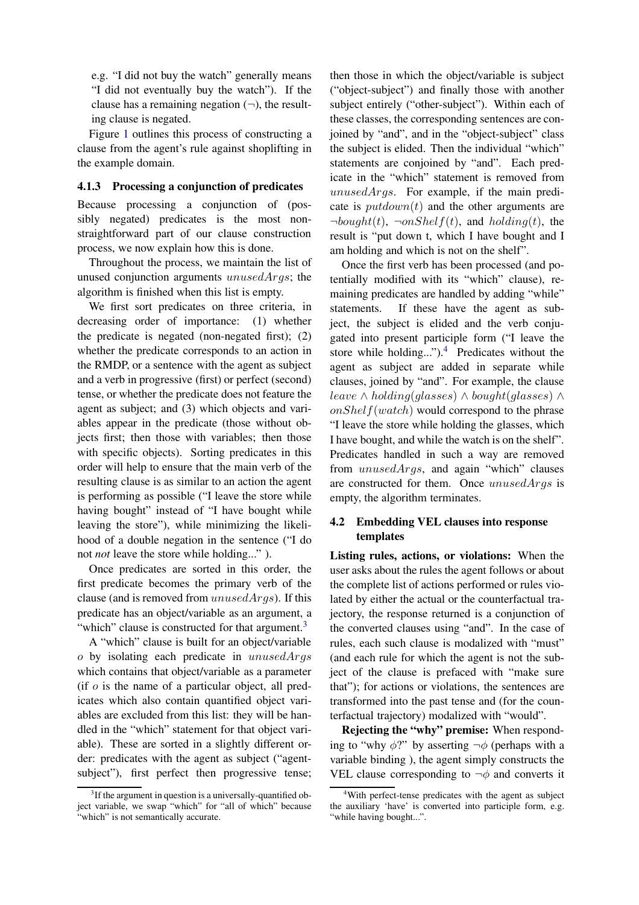e.g. "I did not buy the watch" generally means "I did not eventually buy the watch"). If the clause has a remaining negation ($\neg$), the resulting clause is negated.

Figure 1 outlines this process of constructing a clause from the agent's rule against shoplifting in the example domain.

### 4.1.3 Processing a conjunction of predicates

Because processing a conjunction of (possibly negated) predicates is the most non-straightforward part of our clause construction process, we now explain how this is done.

Throughout the process, we maintain the list of unused conjunction arguments $unusedArgs$; the algorithm is finished when this list is empty.

We first sort predicates on three criteria, in decreasing order of importance: (1) whether the predicate is negated (non-negated first); (2) whether the predicate corresponds to an action in the RMDP, or a sentence with the agent as subject and a verb in progressive (first) or perfect (second) tense, or whether the predicate does not feature the agent as subject; and (3) which objects and variables appear in the predicate (those without objects first; then those with variables; then those with specific objects). Sorting predicates in this order will help to ensure that the main verb of the resulting clause is as similar to an action the agent is performing as possible ("I leave the store while having bought" instead of "I have bought while leaving the store"), while minimizing the likelihood of a double negation in the sentence ("I do not *not* leave the store while holding..." ).

Once predicates are sorted in this order, the first predicate becomes the primary verb of the clause (and is removed from $unusedArgs$). If this predicate has an object/variable as an argument, a "which" clause is constructed for that argument.[3]

A "which" clause is built for an object/variable $o$ by isolating each predicate in $unusedArgs$ which contains that object/variable as a parameter (if $o$ is the name of a particular object, all predicates which also contain quantified object variables are excluded from this list: they will be handled in the "which" statement for that object variable). These are sorted in a slightly different order: predicates with the agent as subject ("agent-subject"), first perfect then progressive tense; then those in which the object/variable is subject ("object-subject") and finally those with another subject entirely ("other-subject"). Within each of these classes, the corresponding sentences are conjoined by "and", and in the "object-subject" class the subject is elided. Then the individual "which" statements are conjoined by "and". Each predicate in the "which" statement is removed from $unusedArgs$. For example, if the main predicate is $putdown(t)$ and the other arguments are $\neg bought(t)$, $\neg onShelf(t)$, and $holding(t)$, the result is "put down t, which I have bought and I am holding and which is not on the shelf".

Once the first verb has been processed (and potentially modified with its "which" clause), remaining predicates are handled by adding "while" statements. If these have the agent as subject, the subject is elided and the verb conjugated into present participle form ("I leave the store while holding...").[4] Predicates without the agent as subject are added in separate while clauses, joined by "and". For example, the clause $leave \wedge holding(glasses) \wedge bought(glasses) \wedge onShelf(watch)$ would correspond to the phrase "I leave the store while holding the glasses, which I have bought, and while the watch is on the shelf". Predicates handled in such a way are removed from $unusedArgs$, and again "which" clauses are constructed for them. Once $unusedArgs$ is empty, the algorithm terminates.

## 4.2 Embedding VEL clauses into response templates

**Listing rules, actions, or violations:** When the user asks about the rules the agent follows or about the complete list of actions performed or rules violated by either the actual or the counterfactual trajectory, the response returned is a conjunction of the converted clauses using "and". In the case of rules, each such clause is modalized with "must" (and each rule for which the agent is not the subject of the clause is prefaced with "make sure that"); for actions or violations, the sentences are transformed into the past tense and (for the counterfactual trajectory) modalized with "would".

**Rejecting the "why" premise:** When responding to "why $\phi$?" by asserting $\neg\phi$ (perhaps with a variable binding ), the agent simply constructs the VEL clause corresponding to $\neg\phi$ and converts it

[3] If the argument in question is a universally-quantified object variable, we swap "which" for "all of which" because "which" is not semantically accurate.

[4] With perfect-tense predicates with the agent as subject the auxiliary 'have' is converted into participle form, e.g. "while having bought...".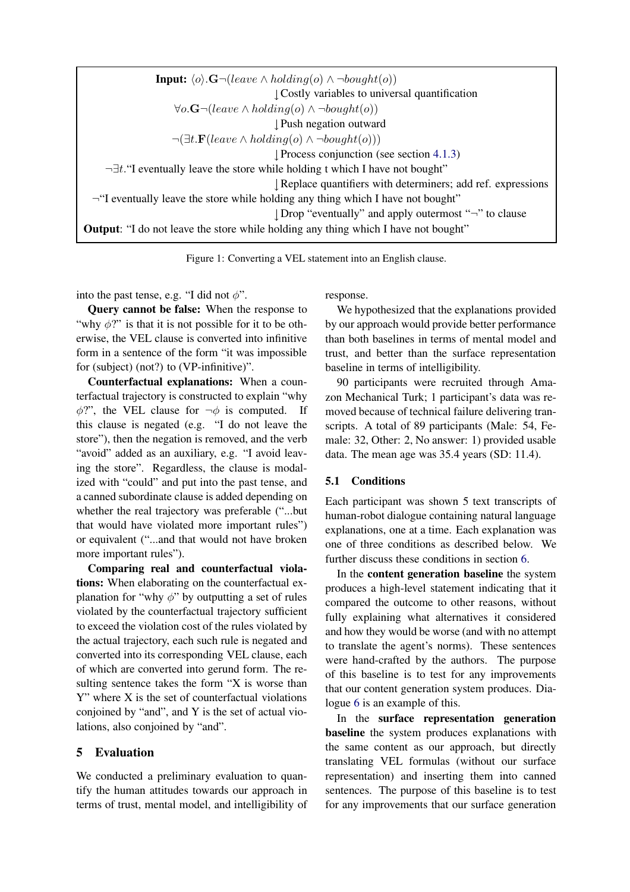**Input:** $\langle o \rangle.\mathbf{G}\neg(leave \wedge holding(o) \wedge \neg bought(o))$

↓ Costly variables to universal quantification

$\forall o.\mathbf{G}\neg(leave \wedge holding(o) \wedge \neg bought(o))$

↓ Push negation outward

$\neg(\exists t.\mathbf{F}(leave \wedge holding(o) \wedge \neg bought(o)))$

↓ Process conjunction (see section 4.1.3)

$\neg\exists t.$"I eventually leave the store while holding t which I have not bought"

↓ Replace quantifiers with determiners; add ref. expressions

$\neg$"I eventually leave the store while holding any thing which I have not bought"

↓ Drop "eventually" and apply outermost "$\neg$" to clause

**Output**: "I do not leave the store while holding any thing which I have not bought"

Figure 1: Converting a VEL statement into an English clause.

into the past tense, e.g. "I did not $\phi$".

**Query cannot be false:** When the response to "why $\phi$?" is that it is not possible for it to be otherwise, the VEL clause is converted into infinitive form in a sentence of the form "it was impossible for (subject) (not?) to (VP-infinitive)".

**Counterfactual explanations:** When a counterfactual trajectory is constructed to explain "why $\phi$?", the VEL clause for $\neg\phi$ is computed. If this clause is negated (e.g. "I do not leave the store"), then the negation is removed, and the verb "avoid" added as an auxiliary, e.g. "I avoid leaving the store". Regardless, the clause is modalized with "could" and put into the past tense, and a canned subordinate clause is added depending on whether the real trajectory was preferable ("...but that would have violated more important rules") or equivalent ("...and that would not have broken more important rules").

**Comparing real and counterfactual violations:** When elaborating on the counterfactual explanation for "why $\phi$" by outputting a set of rules violated by the counterfactual trajectory sufficient to exceed the violation cost of the rules violated by the actual trajectory, each such rule is negated and converted into its corresponding VEL clause, each of which are converted into gerund form. The resulting sentence takes the form "X is worse than Y" where X is the set of counterfactual violations conjoined by "and", and Y is the set of actual violations, also conjoined by "and".

## 5 Evaluation

We conducted a preliminary evaluation to quantify the human attitudes towards our approach in terms of trust, mental model, and intelligibility of response.

We hypothesized that the explanations provided by our approach would provide better performance than both baselines in terms of mental model and trust, and better than the surface representation baseline in terms of intelligibility.

90 participants were recruited through Amazon Mechanical Turk; 1 participant's data was removed because of technical failure delivering transcripts. A total of 89 participants (Male: 54, Female: 32, Other: 2, No answer: 1) provided usable data. The mean age was 35.4 years (SD: 11.4).

### 5.1 Conditions

Each participant was shown 5 text transcripts of human-robot dialogue containing natural language explanations, one at a time. Each explanation was one of three conditions as described below. We further discuss these conditions in section 6.

In the **content generation baseline** the system produces a high-level statement indicating that it compared the outcome to other reasons, without fully explaining what alternatives it considered and how they would be worse (and with no attempt to translate the agent's norms). These sentences were hand-crafted by the authors. The purpose of this baseline is to test for any improvements that our content generation system produces. Dialogue 6 is an example of this.

In the **surface representation generation baseline** the system produces explanations with the same content as our approach, but directly translating VEL formulas (without our surface representation) and inserting them into canned sentences. The purpose of this baseline is to test for any improvements that our surface generation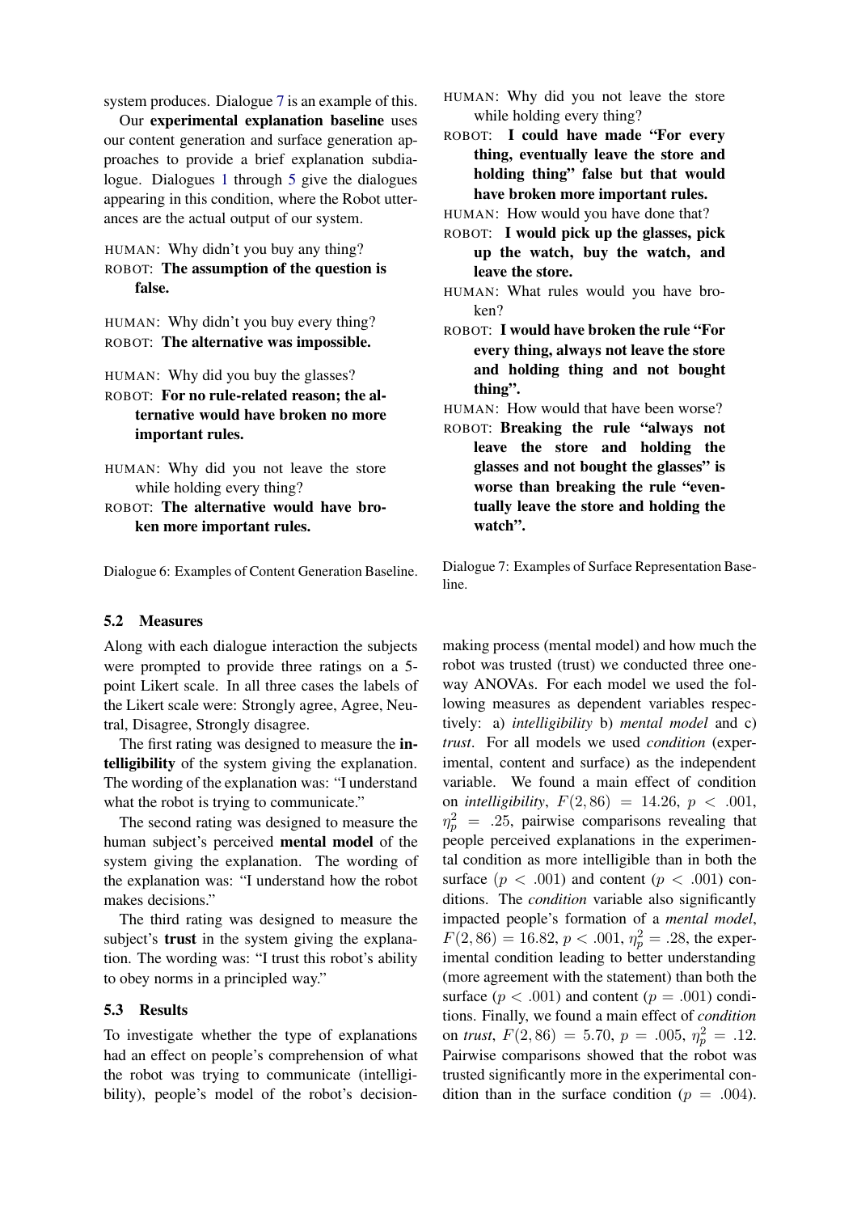system produces. Dialogue 7 is an example of this.

Our **experimental explanation baseline** uses our content generation and surface generation approaches to provide a brief explanation subdialogue. Dialogues 1 through 5 give the dialogues appearing in this condition, where the Robot utterances are the actual output of our system.

HUMAN: Why didn't you buy any thing?
ROBOT: **The assumption of the question is false.**

HUMAN: Why didn't you buy every thing?
ROBOT: **The alternative was impossible.**

HUMAN: Why did you buy the glasses?
ROBOT: **For no rule-related reason; the alternative would have broken no more important rules.**

HUMAN: Why did you not leave the store while holding every thing?
ROBOT: **The alternative would have broken more important rules.**

Dialogue 6: Examples of Content Generation Baseline.

HUMAN: Why did you not leave the store while holding every thing?
ROBOT: **I could have made "For every thing, eventually leave the store and holding thing" false but that would have broken more important rules.**
HUMAN: How would you have done that?
ROBOT: **I would pick up the glasses, pick up the watch, buy the watch, and leave the store.**
HUMAN: What rules would you have broken?
ROBOT: **I would have broken the rule "For every thing, always not leave the store and holding thing and not bought thing".**
HUMAN: How would that have been worse?
ROBOT: **Breaking the rule "always not leave the store and holding the glasses and not bought the glasses" is worse than breaking the rule "eventually leave the store and holding the watch".**

Dialogue 7: Examples of Surface Representation Baseline.

### 5.2 Measures

Along with each dialogue interaction the subjects were prompted to provide three ratings on a 5-point Likert scale. In all three cases the labels of the Likert scale were: Strongly agree, Agree, Neutral, Disagree, Strongly disagree.

The first rating was designed to measure the **intelligibility** of the system giving the explanation. The wording of the explanation was: "I understand what the robot is trying to communicate."

The second rating was designed to measure the human subject's perceived **mental model** of the system giving the explanation. The wording of the explanation was: "I understand how the robot makes decisions."

The third rating was designed to measure the subject's **trust** in the system giving the explanation. The wording was: "I trust this robot's ability to obey norms in a principled way."

### 5.3 Results

To investigate whether the type of explanations had an effect on people's comprehension of what the robot was trying to communicate (intelligibility), people's model of the robot's decision-making process (mental model) and how much the robot was trusted (trust) we conducted three one-way ANOVAs. For each model we used the following measures as dependent variables respectively: a) *intelligibility* b) *mental model* and c) *trust*. For all models we used *condition* (experimental, content and surface) as the independent variable. We found a main effect of condition on *intelligibility*, $F(2, 86) = 14.26$, $p < .001$, $\eta_p^2 = .25$, pairwise comparisons revealing that people perceived explanations in the experimental condition as more intelligible than in both the surface ($p < .001$) and content ($p < .001$) conditions. The *condition* variable also significantly impacted people's formation of a *mental model*, $F(2, 86) = 16.82$, $p < .001$, $\eta_p^2 = .28$, the experimental condition leading to better understanding (more agreement with the statement) than both the surface ($p < .001$) and content ($p = .001$) conditions. Finally, we found a main effect of *condition* on *trust*, $F(2, 86) = 5.70$, $p = .005$, $\eta_p^2 = .12$. Pairwise comparisons showed that the robot was trusted significantly more in the experimental condition than in the surface condition ($p = .004$).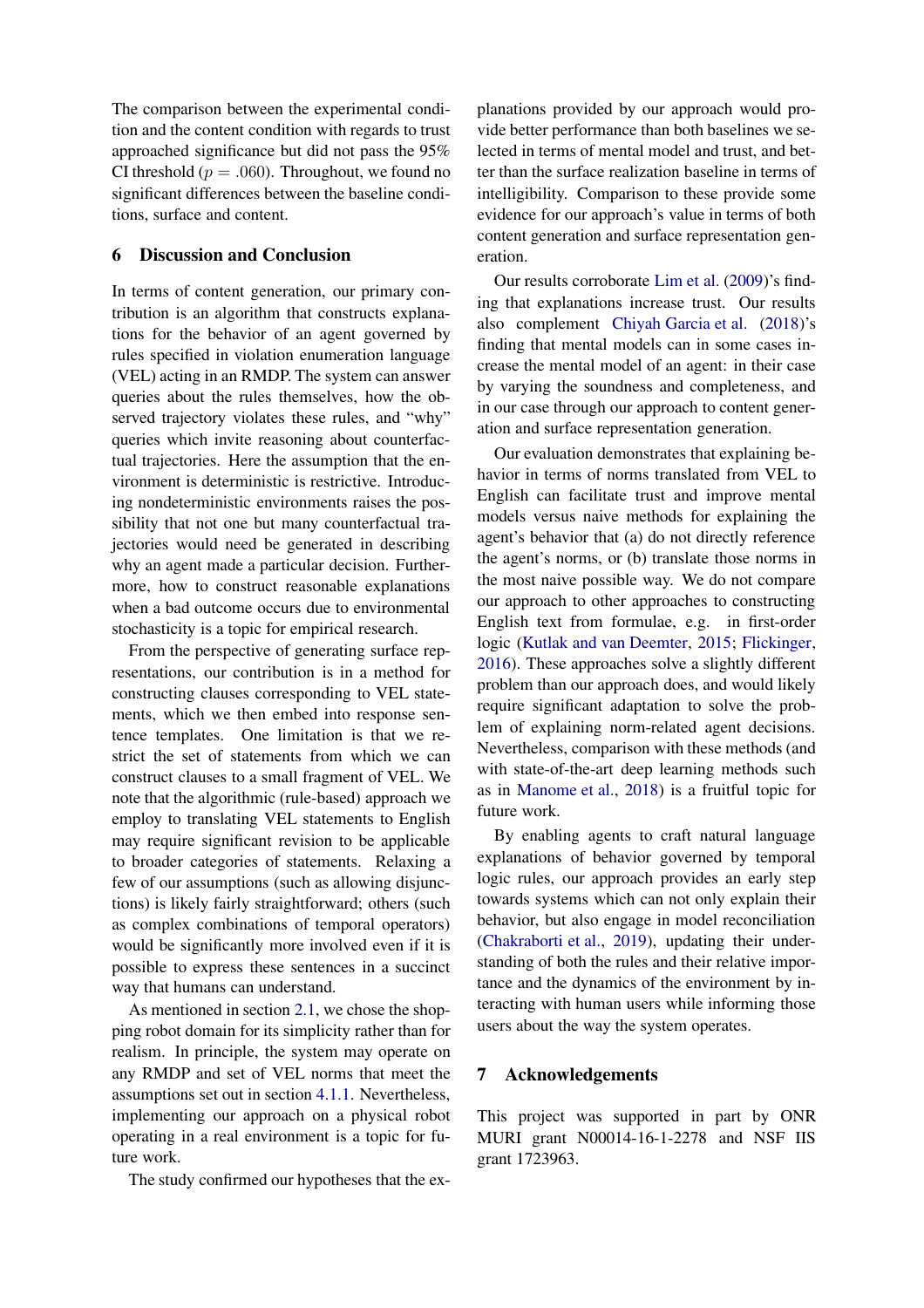The comparison between the experimental condition and the content condition with regards to trust approached significance but did not pass the 95% CI threshold ($p = .060$). Throughout, we found no significant differences between the baseline conditions, surface and content.

## 6 Discussion and Conclusion

In terms of content generation, our primary contribution is an algorithm that constructs explanations for the behavior of an agent governed by rules specified in violation enumeration language (VEL) acting in an RMDP. The system can answer queries about the rules themselves, how the observed trajectory violates these rules, and "why" queries which invite reasoning about counterfactual trajectories. Here the assumption that the environment is deterministic is restrictive. Introducing nondeterministic environments raises the possibility that not one but many counterfactual trajectories would need be generated in describing why an agent made a particular decision. Furthermore, how to construct reasonable explanations when a bad outcome occurs due to environmental stochasticity is a topic for empirical research.

From the perspective of generating surface representations, our contribution is in a method for constructing clauses corresponding to VEL statements, which we then embed into response sentence templates. One limitation is that we restrict the set of statements from which we can construct clauses to a small fragment of VEL. We note that the algorithmic (rule-based) approach we employ to translating VEL statements to English may require significant revision to be applicable to broader categories of statements. Relaxing a few of our assumptions (such as allowing disjunctions) is likely fairly straightforward; others (such as complex combinations of temporal operators) would be significantly more involved even if it is possible to express these sentences in a succinct way that humans can understand.

As mentioned in section 2.1, we chose the shopping robot domain for its simplicity rather than for realism. In principle, the system may operate on any RMDP and set of VEL norms that meet the assumptions set out in section 4.1.1. Nevertheless, implementing our approach on a physical robot operating in a real environment is a topic for future work.

The study confirmed our hypotheses that the explanations provided by our approach would provide better performance than both baselines we selected in terms of mental model and trust, and better than the surface realization baseline in terms of intelligibility. Comparison to these provide some evidence for our approach's value in terms of both content generation and surface representation generation.

Our results corroborate Lim et al. (2009)'s finding that explanations increase trust. Our results also complement Chiyah Garcia et al. (2018)'s finding that mental models can in some cases increase the mental model of an agent: in their case by varying the soundness and completeness, and in our case through our approach to content generation and surface representation generation.

Our evaluation demonstrates that explaining behavior in terms of norms translated from VEL to English can facilitate trust and improve mental models versus naive methods for explaining the agent's behavior that (a) do not directly reference the agent's norms, or (b) translate those norms in the most naive possible way. We do not compare our approach to other approaches to constructing English text from formulae, e.g. in first-order logic (Kutlak and van Deemter, 2015; Flickinger, 2016). These approaches solve a slightly different problem than our approach does, and would likely require significant adaptation to solve the problem of explaining norm-related agent decisions. Nevertheless, comparison with these methods (and with state-of-the-art deep learning methods such as in Manome et al., 2018) is a fruitful topic for future work.

By enabling agents to craft natural language explanations of behavior governed by temporal logic rules, our approach provides an early step towards systems which can not only explain their behavior, but also engage in model reconciliation (Chakraborti et al., 2019), updating their understanding of both the rules and their relative importance and the dynamics of the environment by interacting with human users while informing those users about the way the system operates.

## 7 Acknowledgements

This project was supported in part by ONR MURI grant N00014-16-1-2278 and NSF IIS grant 1723963.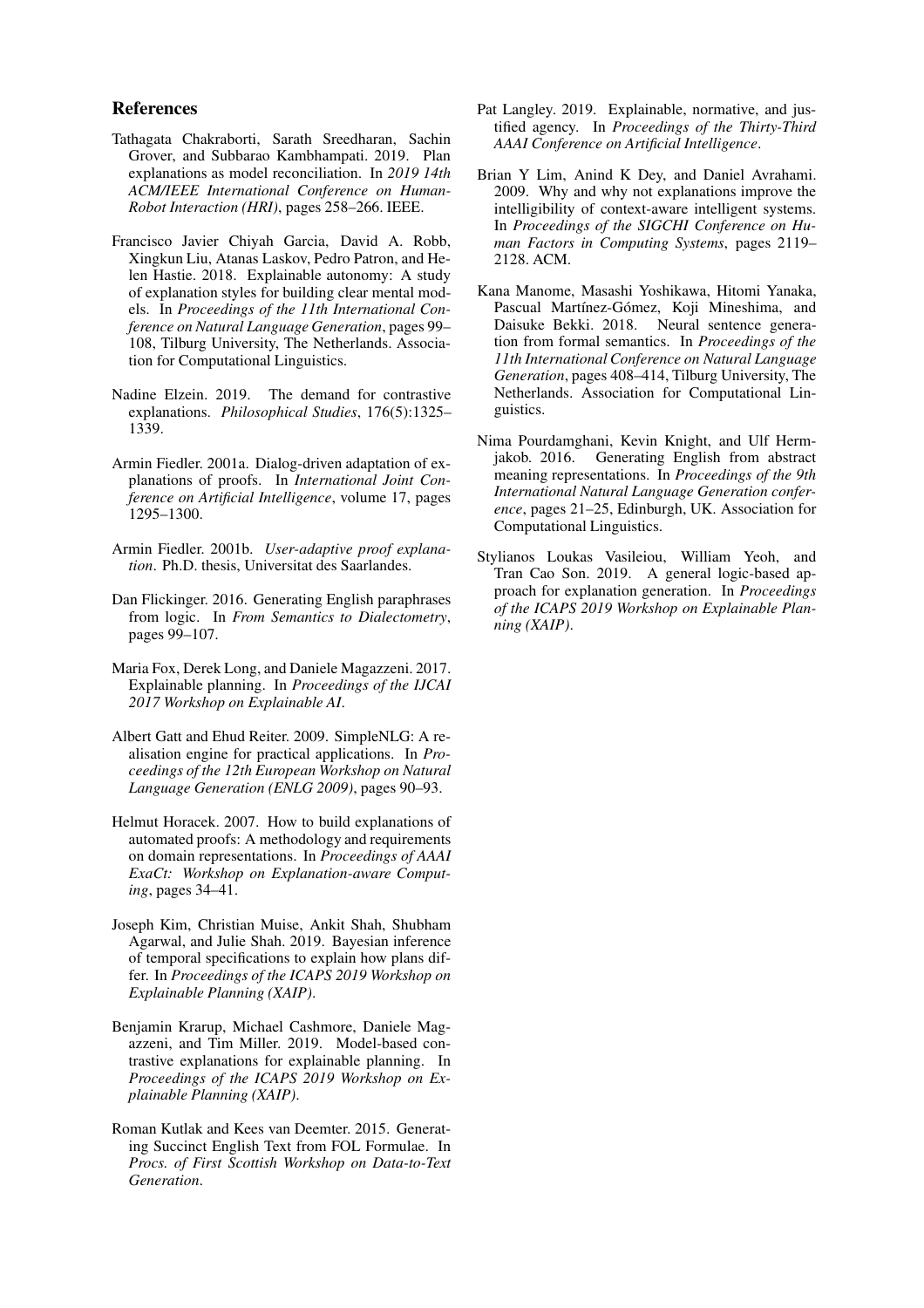## References

Tathagata Chakraborti, Sarath Sreedharan, Sachin Grover, and Subbarao Kambhampati. 2019. Plan explanations as model reconciliation. In *2019 14th ACM/IEEE International Conference on Human-Robot Interaction (HRI)*, pages 258–266. IEEE.

Francisco Javier Chiyah Garcia, David A. Robb, Xingkun Liu, Atanas Laskov, Pedro Patron, and Helen Hastie. 2018. Explainable autonomy: A study of explanation styles for building clear mental models. In *Proceedings of the 11th International Conference on Natural Language Generation*, pages 99–108, Tilburg University, The Netherlands. Association for Computational Linguistics.

Nadine Elzein. 2019. The demand for contrastive explanations. *Philosophical Studies*, 176(5):1325–1339.

Armin Fiedler. 2001a. Dialog-driven adaptation of explanations of proofs. In *International Joint Conference on Artificial Intelligence*, volume 17, pages 1295–1300.

Armin Fiedler. 2001b. *User-adaptive proof explanation*. Ph.D. thesis, Universitat des Saarlandes.

Dan Flickinger. 2016. Generating English paraphrases from logic. In *From Semantics to Dialectometry*, pages 99–107.

Maria Fox, Derek Long, and Daniele Magazzeni. 2017. Explainable planning. In *Proceedings of the IJCAI 2017 Workshop on Explainable AI*.

Albert Gatt and Ehud Reiter. 2009. SimpleNLG: A realisation engine for practical applications. In *Proceedings of the 12th European Workshop on Natural Language Generation (ENLG 2009)*, pages 90–93.

Helmut Horacek. 2007. How to build explanations of automated proofs: A methodology and requirements on domain representations. In *Proceedings of AAAI ExaCt: Workshop on Explanation-aware Computing*, pages 34–41.

Joseph Kim, Christian Muise, Ankit Shah, Shubham Agarwal, and Julie Shah. 2019. Bayesian inference of temporal specifications to explain how plans differ. In *Proceedings of the ICAPS 2019 Workshop on Explainable Planning (XAIP)*.

Benjamin Krarup, Michael Cashmore, Daniele Magazzeni, and Tim Miller. 2019. Model-based contrastive explanations for explainable planning. In *Proceedings of the ICAPS 2019 Workshop on Explainable Planning (XAIP)*.

Roman Kutlak and Kees van Deemter. 2015. Generating Succinct English Text from FOL Formulae. In *Procs. of First Scottish Workshop on Data-to-Text Generation*.

Pat Langley. 2019. Explainable, normative, and justified agency. In *Proceedings of the Thirty-Third AAAI Conference on Artificial Intelligence*.

Brian Y Lim, Anind K Dey, and Daniel Avrahami. 2009. Why and why not explanations improve the intelligibility of context-aware intelligent systems. In *Proceedings of the SIGCHI Conference on Human Factors in Computing Systems*, pages 2119–2128. ACM.

Kana Manome, Masashi Yoshikawa, Hitomi Yanaka, Pascual Martínez-Gómez, Koji Mineshima, and Daisuke Bekki. 2018. Neural sentence generation from formal semantics. In *Proceedings of the 11th International Conference on Natural Language Generation*, pages 408–414, Tilburg University, The Netherlands. Association for Computational Linguistics.

Nima Pourdamghani, Kevin Knight, and Ulf Hermjakob. 2016. Generating English from abstract meaning representations. In *Proceedings of the 9th International Natural Language Generation conference*, pages 21–25, Edinburgh, UK. Association for Computational Linguistics.

Stylianos Loukas Vasileiou, William Yeoh, and Tran Cao Son. 2019. A general logic-based approach for explanation generation. In *Proceedings of the ICAPS 2019 Workshop on Explainable Planning (XAIP)*.